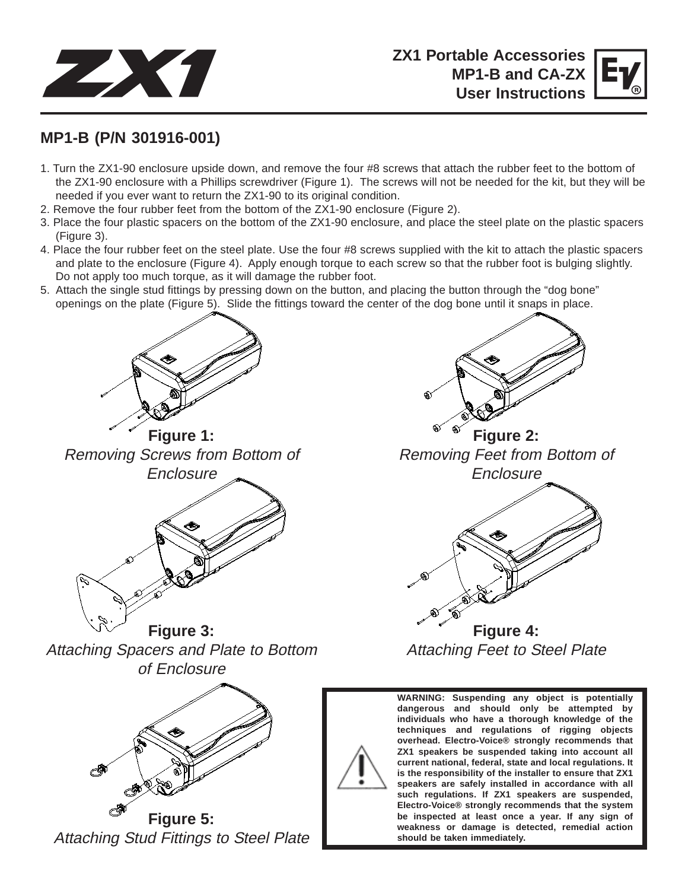# ZX1

**ZX1 Portable Accessories**
**MP1-B and CA-ZX**
**User Instructions**

## MP1-B (P/N 301916-001)

1. Turn the ZX1-90 enclosure upside down, and remove the four #8 screws that attach the rubber feet to the bottom of the ZX1-90 enclosure with a Phillips screwdriver (Figure 1). The screws will not be needed for the kit, but they will be needed if you ever want to return the ZX1-90 to its original condition.
2. Remove the four rubber feet from the bottom of the ZX1-90 enclosure (Figure 2).
3. Place the four plastic spacers on the bottom of the ZX1-90 enclosure, and place the steel plate on the plastic spacers (Figure 3).
4. Place the four rubber feet on the steel plate. Use the four #8 screws supplied with the kit to attach the plastic spacers and plate to the enclosure (Figure 4). Apply enough torque to each screw so that the rubber foot is bulging slightly. Do not apply too much torque, as it will damage the rubber foot.
5. Attach the single stud fittings by pressing down on the button, and placing the button through the "dog bone" openings on the plate (Figure 5). Slide the fittings toward the center of the dog bone until it snaps in place.

**Figure 1:**
*Removing Screws from Bottom of Enclosure*

**Figure 2:**
*Removing Feet from Bottom of Enclosure*

**Figure 3:**
*Attaching Spacers and Plate to Bottom of Enclosure*

**Figure 4:**
*Attaching Feet to Steel Plate*

**Figure 5:**
*Attaching Stud Fittings to Steel Plate*

**WARNING: Suspending any object is potentially dangerous and should only be attempted by individuals who have a thorough knowledge of the techniques and regulations of rigging objects overhead. Electro-Voice® strongly recommends that ZX1 speakers be suspended taking into account all current national, federal, state and local regulations. It is the responsibility of the installer to ensure that ZX1 speakers are safely installed in accordance with all such regulations. If ZX1 speakers are suspended, Electro-Voice® strongly recommends that the system be inspected at least once a year. If any sign of weakness or damage is detected, remedial action should be taken immediately.**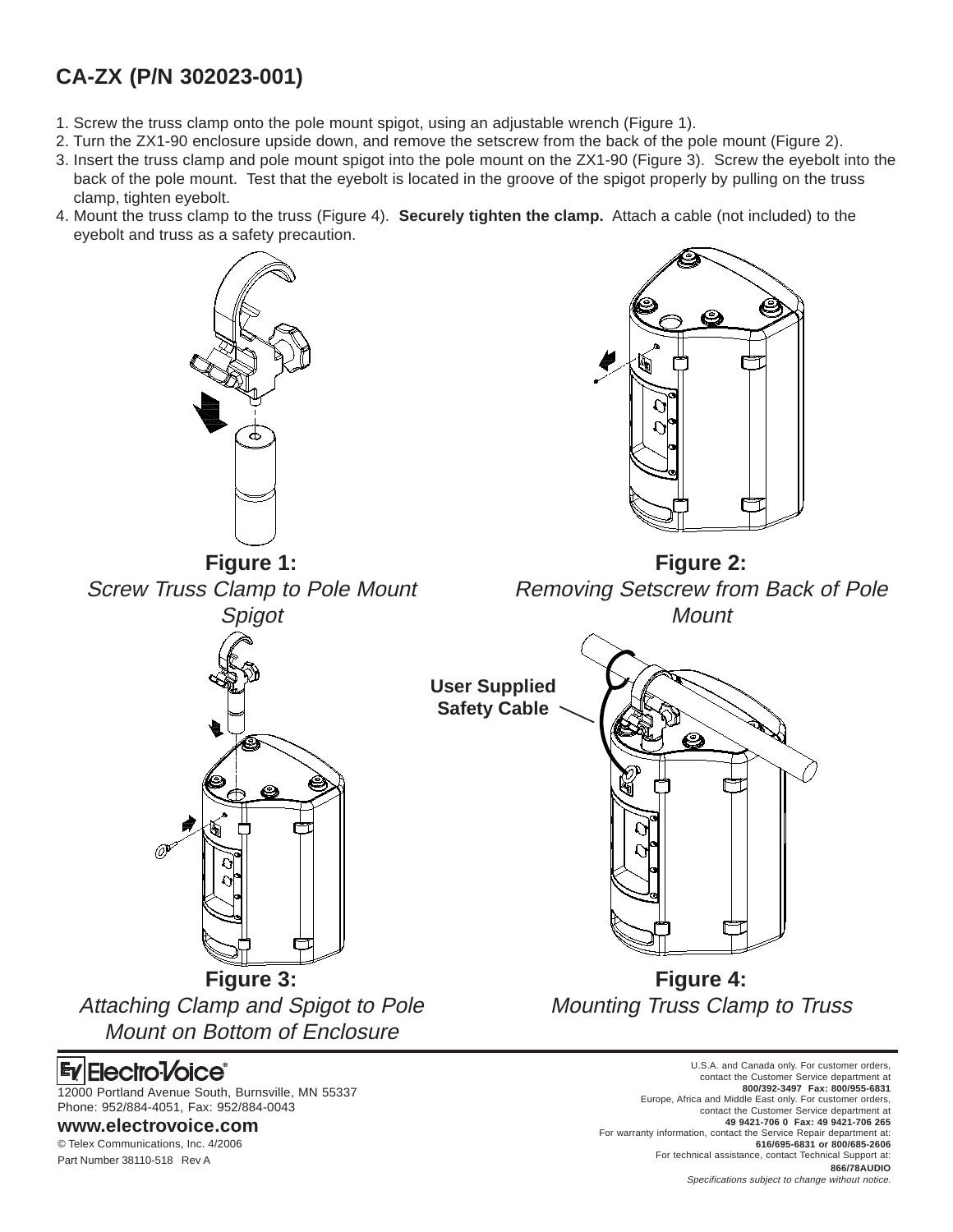## CA-ZX (P/N 302023-001)

1. Screw the truss clamp onto the pole mount spigot, using an adjustable wrench (Figure 1).
2. Turn the ZX1-90 enclosure upside down, and remove the setscrew from the back of the pole mount (Figure 2).
3. Insert the truss clamp and pole mount spigot into the pole mount on the ZX1-90 (Figure 3). Screw the eyebolt into the back of the pole mount. Test that the eyebolt is located in the groove of the spigot properly by pulling on the truss clamp, tighten eyebolt.
4. Mount the truss clamp to the truss (Figure 4). **Securely tighten the clamp.** Attach a cable (not included) to the eyebolt and truss as a safety precaution.

**Figure 1:**
*Screw Truss Clamp to Pole Mount Spigot*

**Figure 2:**
*Removing Setscrew from Back of Pole Mount*

**User Supplied Safety Cable**

**Figure 3:**
*Attaching Clamp and Spigot to Pole Mount on Bottom of Enclosure*

**Figure 4:**
*Mounting Truss Clamp to Truss*

Electro-Voice®

12000 Portland Avenue South, Burnsville, MN 55337
Phone: 952/884-4051, Fax: 952/884-0043

**www.electrovoice.com**

© Telex Communications, Inc. 4/2006

Part Number 38110-518 Rev A

U.S.A. and Canada only. For customer orders, contact the Customer Service department at
**800/392-3497 Fax: 800/955-6831**
Europe, Africa and Middle East only. For customer orders, contact the Customer Service department at
**49 9421-706 0 Fax: 49 9421-706 265**
For warranty information, contact the Service Repair department at:
**616/695-6831 or 800/685-2606**
For technical assistance, contact Technical Support at:
**866/78AUDIO**

*Specifications subject to change without notice.*